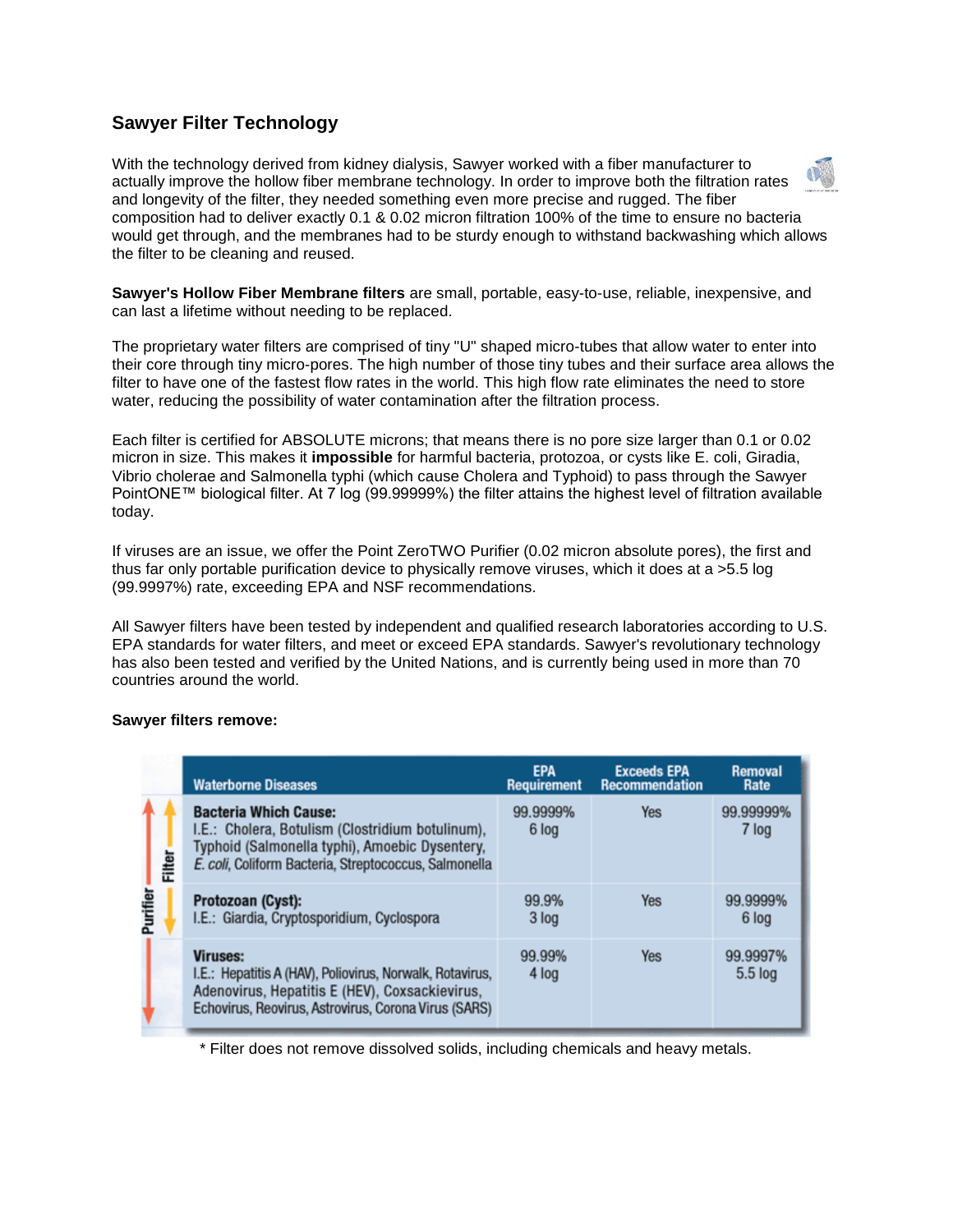## Sawyer Filter Technology

With the technology derived from kidney dialysis, Sawyer worked with a fiber manufacturer to actually improve the hollow fiber membrane technology. In order to improve both the filtration rates and longevity of the filter, they needed something even more precise and rugged. The fiber composition had to deliver exactly 0.1 & 0.02 micron filtration 100% of the time to ensure no bacteria would get through, and the membranes had to be sturdy enough to withstand backwashing which allows the filter to be cleaning and reused.

**Sawyer's Hollow Fiber Membrane filters** are small, portable, easy-to-use, reliable, inexpensive, and can last a lifetime without needing to be replaced.

The proprietary water filters are comprised of tiny "U" shaped micro-tubes that allow water to enter into their core through tiny micro-pores. The high number of those tiny tubes and their surface area allows the filter to have one of the fastest flow rates in the world. This high flow rate eliminates the need to store water, reducing the possibility of water contamination after the filtration process.

Each filter is certified for ABSOLUTE microns; that means there is no pore size larger than 0.1 or 0.02 micron in size. This makes it **impossible** for harmful bacteria, protozoa, or cysts like E. coli, Giradia, Vibrio cholerae and Salmonella typhi (which cause Cholera and Typhoid) to pass through the Sawyer PointONE™ biological filter. At 7 log (99.99999%) the filter attains the highest level of filtration available today.

If viruses are an issue, we offer the Point ZeroTWO Purifier (0.02 micron absolute pores), the first and thus far only portable purification device to physically remove viruses, which it does at a >5.5 log (99.9997%) rate, exceeding EPA and NSF recommendations.

All Sawyer filters have been tested by independent and qualified research laboratories according to U.S. EPA standards for water filters, and meet or exceed EPA standards. Sawyer's revolutionary technology has also been tested and verified by the United Nations, and is currently being used in more than 70 countries around the world.

**Sawyer filters remove:**

| | Waterborne Diseases | EPA Requirement | Exceeds EPA Recommendation | Removal Rate |
|---|---|---|---|---|
| Purifier / Filter | **Bacteria Which Cause:** I.E.: Cholera, Botulism (Clostridium botulinum), Typhoid (Salmonella typhi), Amoebic Dysentery, *E. coli*, Coliform Bacteria, Streptococcus, Salmonella | 99.9999% 6 log | Yes | 99.99999% 7 log |
| Purifier / Filter | **Protozoan (Cyst):** I.E.: Giardia, Cryptosporidium, Cyclospora | 99.9% 3 log | Yes | 99.9999% 6 log |
| Purifier | **Viruses:** I.E.: Hepatitis A (HAV), Poliovirus, Norwalk, Rotavirus, Adenovirus, Hepatitis E (HEV), Coxsackievirus, Echovirus, Reovirus, Astrovirus, Corona Virus (SARS) | 99.99% 4 log | Yes | 99.9997% 5.5 log |

\* Filter does not remove dissolved solids, including chemicals and heavy metals.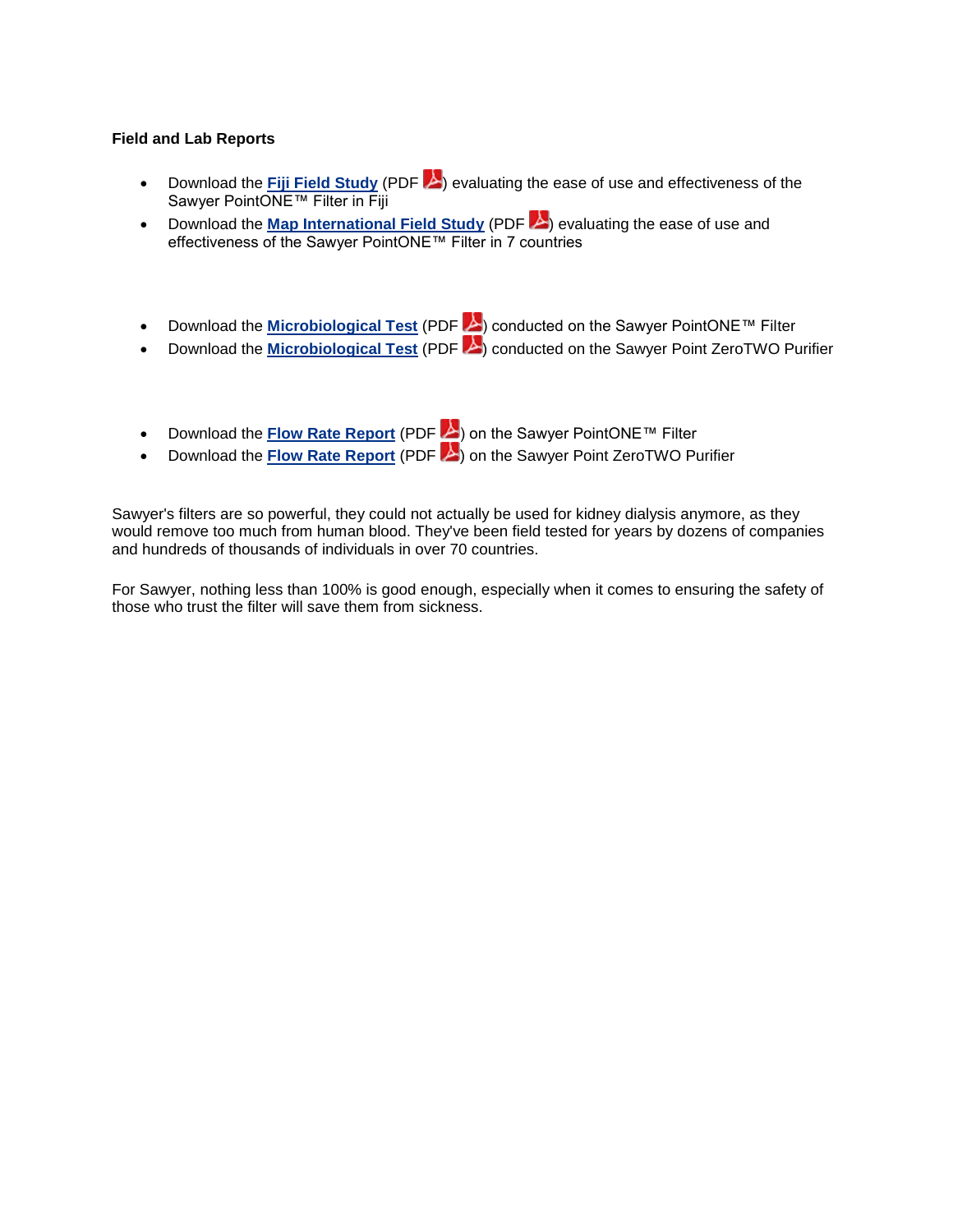**Field and Lab Reports**

- Download the **Fiji Field Study** (PDF ) evaluating the ease of use and effectiveness of the Sawyer PointONE™ Filter in Fiji
- Download the **Map International Field Study** (PDF ) evaluating the ease of use and effectiveness of the Sawyer PointONE™ Filter in 7 countries

- Download the **Microbiological Test** (PDF ) conducted on the Sawyer PointONE™ Filter
- Download the **Microbiological Test** (PDF ) conducted on the Sawyer Point ZeroTWO Purifier

- Download the **Flow Rate Report** (PDF ) on the Sawyer PointONE™ Filter
- Download the **Flow Rate Report** (PDF ) on the Sawyer Point ZeroTWO Purifier

Sawyer's filters are so powerful, they could not actually be used for kidney dialysis anymore, as they would remove too much from human blood. They've been field tested for years by dozens of companies and hundreds of thousands of individuals in over 70 countries.

For Sawyer, nothing less than 100% is good enough, especially when it comes to ensuring the safety of those who trust the filter will save them from sickness.